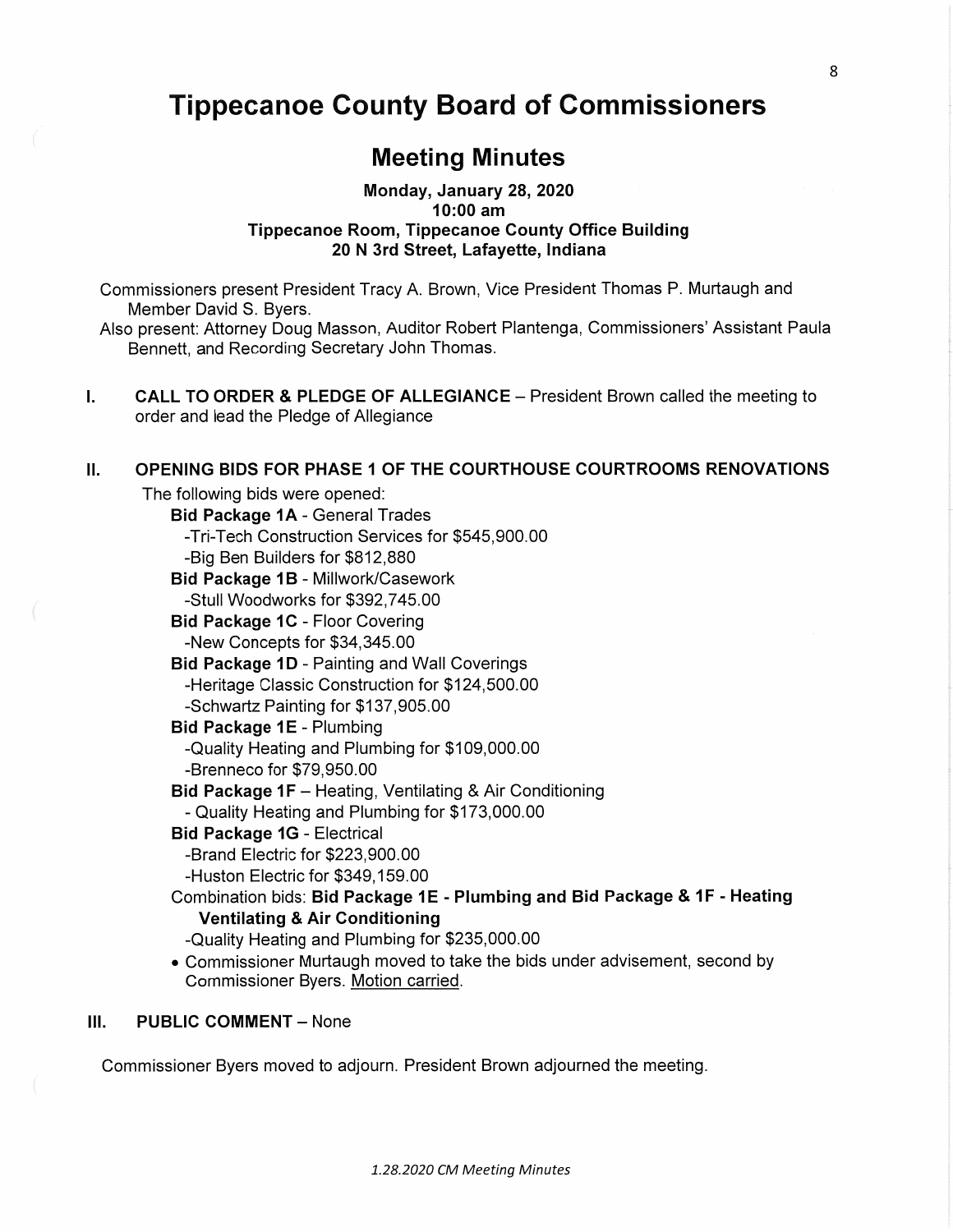# Tippecanoe County Board of Commissioners

## Meeting Minutes

**Monday, January 28, 2020**
**10:00 am**
**Tippecanoe Room, Tippecanoe County Office Building**
**20 N 3rd Street, Lafayette, Indiana**

Commissioners present President Tracy A. Brown, Vice President Thomas P. Murtaugh and Member David S. Byers.
Also present: Attorney Doug Masson, Auditor Robert Plantenga, Commissioners' Assistant Paula Bennett, and Recording Secretary John Thomas.

**I. CALL TO ORDER & PLEDGE OF ALLEGIANCE** – President Brown called the meeting to order and lead the Pledge of Allegiance

**II. OPENING BIDS FOR PHASE 1 OF THE COURTHOUSE COURTROOMS RENOVATIONS**

The following bids were opened:

**Bid Package 1A** - General Trades
-Tri-Tech Construction Services for $545,900.00
-Big Ben Builders for $812,880

**Bid Package 1B** - Millwork/Casework
-Stull Woodworks for $392,745.00

**Bid Package 1C** - Floor Covering
-New Concepts for $34,345.00

**Bid Package 1D** - Painting and Wall Coverings
-Heritage Classic Construction for $124,500.00
-Schwartz Painting for $137,905.00

**Bid Package 1E** - Plumbing
-Quality Heating and Plumbing for $109,000.00
-Brenneco for $79,950.00

**Bid Package 1F** – Heating, Ventilating & Air Conditioning
- Quality Heating and Plumbing for $173,000.00

**Bid Package 1G** - Electrical
-Brand Electric for $223,900.00
-Huston Electric for $349,159.00

Combination bids: **Bid Package 1E - Plumbing and Bid Package & 1F - Heating Ventilating & Air Conditioning**
-Quality Heating and Plumbing for $235,000.00

- Commissioner Murtaugh moved to take the bids under advisement, second by Commissioner Byers. Motion carried.

**III. PUBLIC COMMENT** – None

Commissioner Byers moved to adjourn. President Brown adjourned the meeting.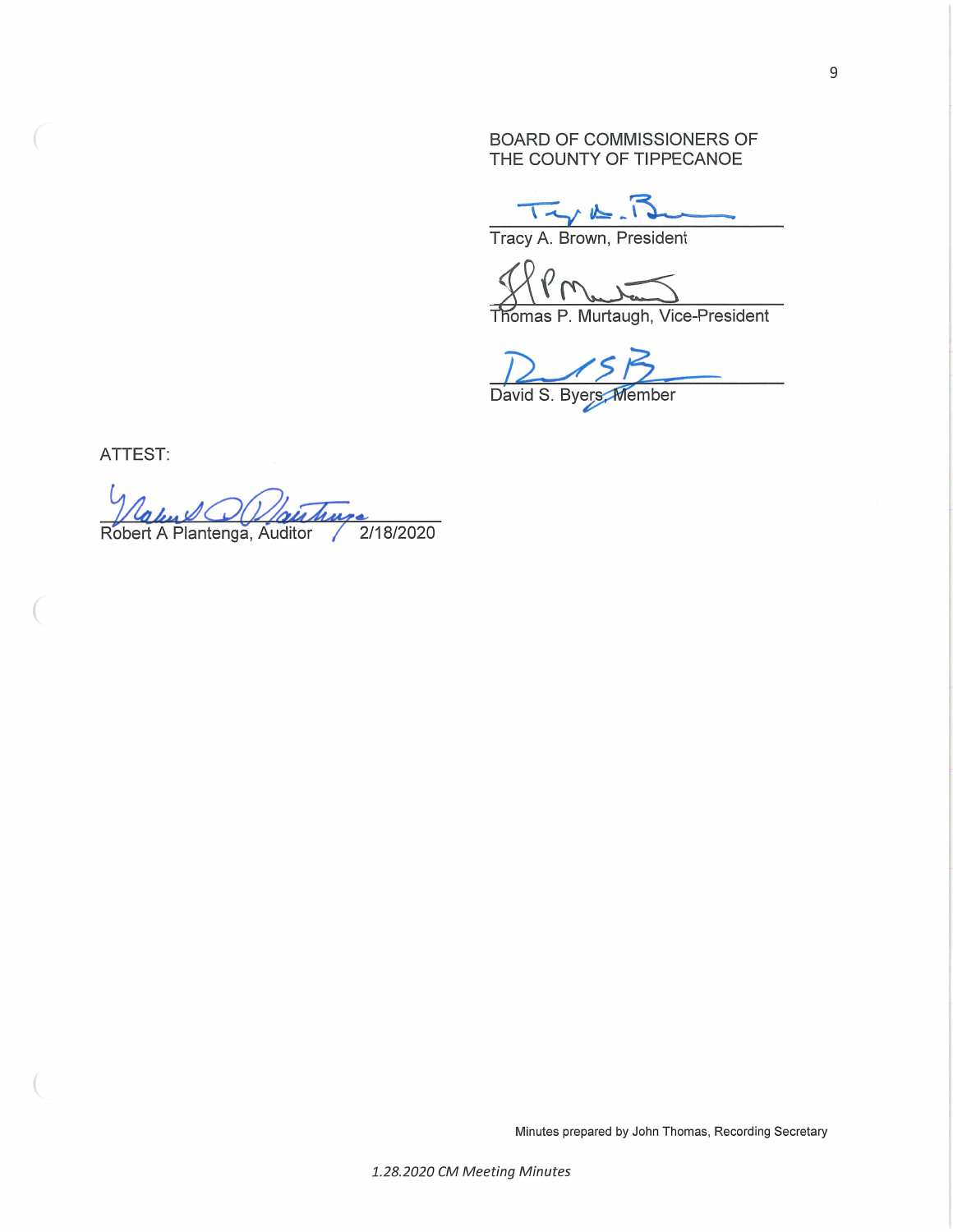BOARD OF COMMISSIONERS OF
THE COUNTY OF TIPPECANOE

Tracy A. Brown, President

Thomas P. Murtaugh, Vice-President

David S. Byers, Member

ATTEST:

Robert A Plantenga, Auditor 2/18/2020

Minutes prepared by John Thomas, Recording Secretary

*1.28.2020 CM Meeting Minutes*